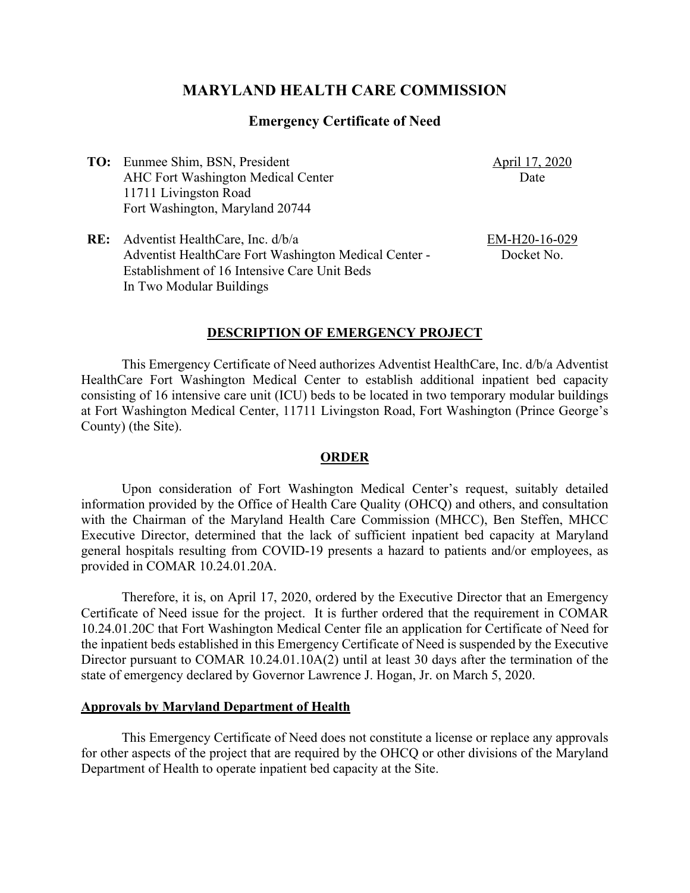# MARYLAND HEALTH CARE COMMISSION

## Emergency Certificate of Need

**TO:** Eunmee Shim, BSN, President
AHC Fort Washington Medical Center
11711 Livingston Road
Fort Washington, Maryland 20744

April 17, 2020
Date

**RE:** Adventist HealthCare, Inc. d/b/a
Adventist HealthCare Fort Washington Medical Center -
Establishment of 16 Intensive Care Unit Beds
In Two Modular Buildings

EM-H20-16-029
Docket No.

### DESCRIPTION OF EMERGENCY PROJECT

This Emergency Certificate of Need authorizes Adventist HealthCare, Inc. d/b/a Adventist HealthCare Fort Washington Medical Center to establish additional inpatient bed capacity consisting of 16 intensive care unit (ICU) beds to be located in two temporary modular buildings at Fort Washington Medical Center, 11711 Livingston Road, Fort Washington (Prince George's County) (the Site).

### ORDER

Upon consideration of Fort Washington Medical Center's request, suitably detailed information provided by the Office of Health Care Quality (OHCQ) and others, and consultation with the Chairman of the Maryland Health Care Commission (MHCC), Ben Steffen, MHCC Executive Director, determined that the lack of sufficient inpatient bed capacity at Maryland general hospitals resulting from COVID-19 presents a hazard to patients and/or employees, as provided in COMAR 10.24.01.20A.

Therefore, it is, on April 17, 2020, ordered by the Executive Director that an Emergency Certificate of Need issue for the project. It is further ordered that the requirement in COMAR 10.24.01.20C that Fort Washington Medical Center file an application for Certificate of Need for the inpatient beds established in this Emergency Certificate of Need is suspended by the Executive Director pursuant to COMAR 10.24.01.10A(2) until at least 30 days after the termination of the state of emergency declared by Governor Lawrence J. Hogan, Jr. on March 5, 2020.

**Approvals by Maryland Department of Health**

This Emergency Certificate of Need does not constitute a license or replace any approvals for other aspects of the project that are required by the OHCQ or other divisions of the Maryland Department of Health to operate inpatient bed capacity at the Site.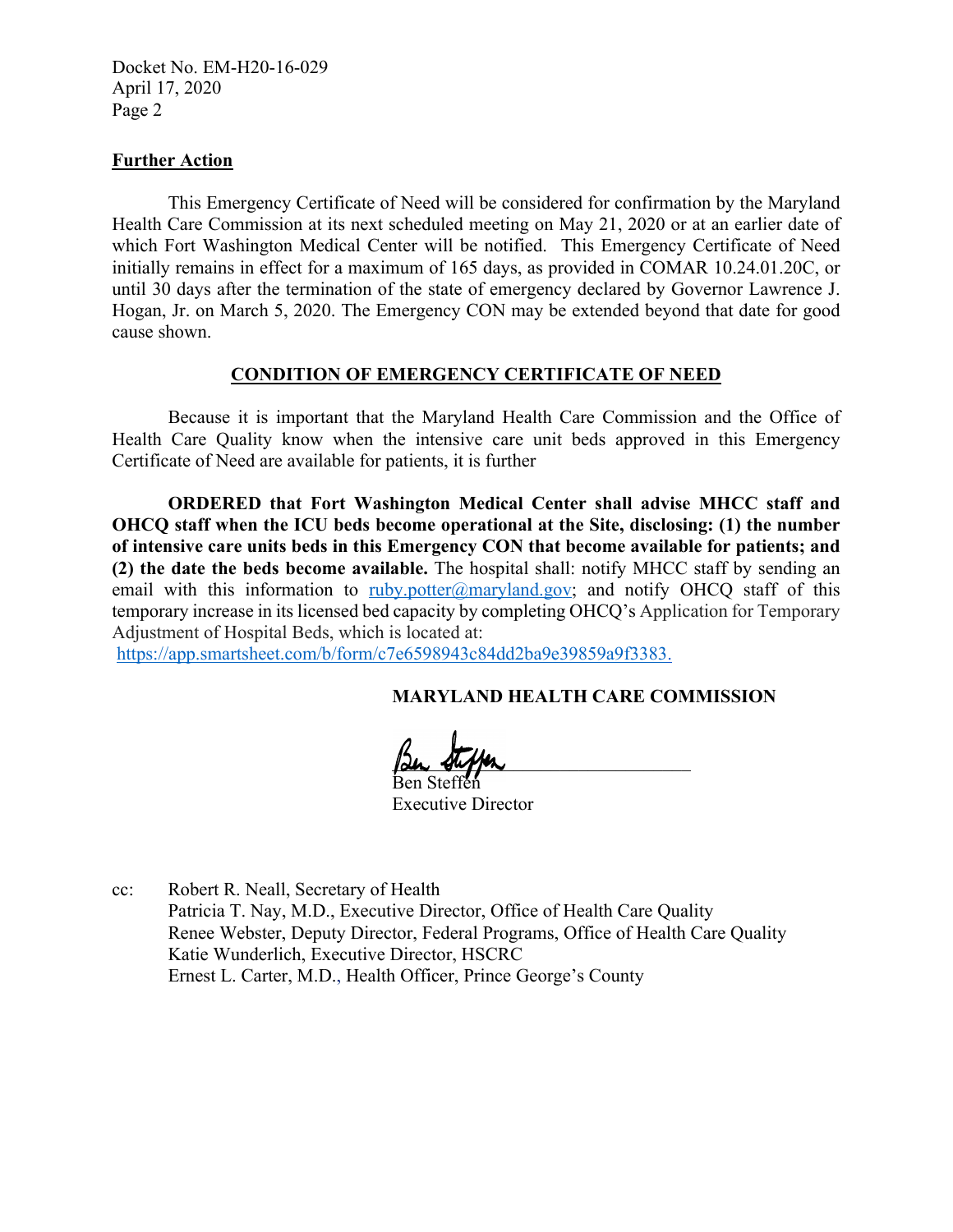## Further Action

This Emergency Certificate of Need will be considered for confirmation by the Maryland Health Care Commission at its next scheduled meeting on May 21, 2020 or at an earlier date of which Fort Washington Medical Center will be notified. This Emergency Certificate of Need initially remains in effect for a maximum of 165 days, as provided in COMAR 10.24.01.20C, or until 30 days after the termination of the state of emergency declared by Governor Lawrence J. Hogan, Jr. on March 5, 2020. The Emergency CON may be extended beyond that date for good cause shown.

## CONDITION OF EMERGENCY CERTIFICATE OF NEED

Because it is important that the Maryland Health Care Commission and the Office of Health Care Quality know when the intensive care unit beds approved in this Emergency Certificate of Need are available for patients, it is further

**ORDERED that Fort Washington Medical Center shall advise MHCC staff and OHCQ staff when the ICU beds become operational at the Site, disclosing: (1) the number of intensive care units beds in this Emergency CON that become available for patients; and (2) the date the beds become available.** The hospital shall: notify MHCC staff by sending an email with this information to ruby.potter@maryland.gov; and notify OHCQ staff of this temporary increase in its licensed bed capacity by completing OHCQ's Application for Temporary Adjustment of Hospital Beds, which is located at: https://app.smartsheet.com/b/form/c7e6598943c84dd2ba9e39859a9f3383.

**MARYLAND HEALTH CARE COMMISSION**

Ben Steffen
Executive Director

cc: Robert R. Neall, Secretary of Health
Patricia T. Nay, M.D., Executive Director, Office of Health Care Quality
Renee Webster, Deputy Director, Federal Programs, Office of Health Care Quality
Katie Wunderlich, Executive Director, HSCRC
Ernest L. Carter, M.D., Health Officer, Prince George's County